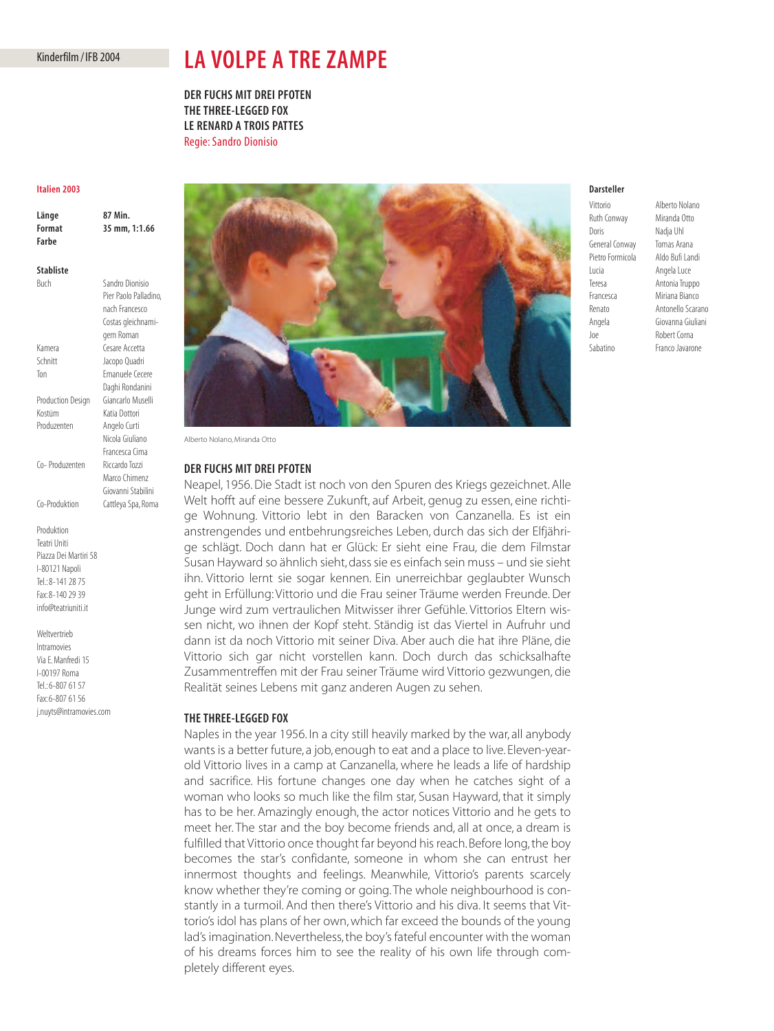Kinderfilm / IFB 2004

# LA VOLPE A TRE ZAMPE

**DER FUCHS MIT DREI PFOTEN**
**THE THREE-LEGGED FOX**
**LE RENARD A TROIS PATTES**
Regie: Sandro Dionisio

**Italien 2003**

| | |
|---|---|
| **Länge** | **87 Min.** |
| **Format** | **35 mm, 1:1.66** |
| **Farbe** | |

**Stabliste**

| | |
|---|---|
| Buch | Sandro Dionisio, Pier Paolo Palladino, nach Francesco Costas gleichnamigem Roman |
| Kamera | Cesare Accetta |
| Schnitt | Jacopo Quadri |
| Ton | Emanuele Cecere, Daghi Rondanini |
| Production Design | Giancarlo Muselli |
| Kostüm | Katia Dottori |
| Produzenten | Angelo Curti, Nicola Giuliano, Francesca Cima |
| Co- Produzenten | Riccardo Tozzi, Marco Chimenz, Giovanni Stabilini |
| Co-Produktion | Cattleya Spa, Roma |

Produktion
Teatri Uniti
Piazza Dei Martiri 58
I-80121 Napoli
Tel.: 8-141 28 75
Fax: 8-140 29 39
info@teatriuniti.it

Weltvertrieb
Intramovies
Via E. Manfredi 15
I-00197 Roma
Tel.: 6-807 61 57
Fax: 6-807 61 56
j.nuyts@intramovies.com

Alberto Nolano, Miranda Otto

**Darsteller**

| | |
|---|---|
| Vittorio | Alberto Nolano |
| Ruth Conway | Miranda Otto |
| Doris | Nadja Uhl |
| General Conway | Tomas Arana |
| Pietro Formicola | Aldo Bufi Landi |
| Lucia | Angela Luce |
| Teresa | Antonia Truppo |
| Francesca | Miriana Bianco |
| Renato | Antonello Scarano |
| Angela | Giovanna Giuliani |
| Joe | Robert Corna |
| Sabatino | Franco Javarone |

### DER FUCHS MIT DREI PFOTEN

Neapel, 1956. Die Stadt ist noch von den Spuren des Kriegs gezeichnet. Alle Welt hofft auf eine bessere Zukunft, auf Arbeit, genug zu essen, eine richtige Wohnung. Vittorio lebt in den Baracken von Canzanella. Es ist ein anstrengendes und entbehrungsreiches Leben, durch das sich der Elfjährige schlägt. Doch dann hat er Glück: Er sieht eine Frau, die dem Filmstar Susan Hayward so ähnlich sieht, dass sie es einfach sein muss – und sie sieht ihn. Vittorio lernt sie sogar kennen. Ein unerreichbar geglaubter Wunsch geht in Erfüllung: Vittorio und die Frau seiner Träume werden Freunde. Der Junge wird zum vertraulichen Mitwisser ihrer Gefühle. Vittorios Eltern wissen nicht, wo ihnen der Kopf steht. Ständig ist das Viertel in Aufruhr und dann ist da noch Vittorio mit seiner Diva. Aber auch die hat ihre Pläne, die Vittorio sich gar nicht vorstellen kann. Doch durch das schicksalhafte Zusammentreffen mit der Frau seiner Träume wird Vittorio gezwungen, die Realität seines Lebens mit ganz anderen Augen zu sehen.

### THE THREE-LEGGED FOX

Naples in the year 1956. In a city still heavily marked by the war, all anybody wants is a better future, a job, enough to eat and a place to live. Eleven-year-old Vittorio lives in a camp at Canzanella, where he leads a life of hardship and sacrifice. His fortune changes one day when he catches sight of a woman who looks so much like the film star, Susan Hayward, that it simply has to be her. Amazingly enough, the actor notices Vittorio and he gets to meet her. The star and the boy become friends and, all at once, a dream is fulfilled that Vittorio once thought far beyond his reach. Before long, the boy becomes the star's confidante, someone in whom she can entrust her innermost thoughts and feelings. Meanwhile, Vittorio's parents scarcely know whether they're coming or going. The whole neighbourhood is constantly in a turmoil. And then there's Vittorio and his diva. It seems that Vittorio's idol has plans of her own, which far exceed the bounds of the young lad's imagination. Nevertheless, the boy's fateful encounter with the woman of his dreams forces him to see the reality of his own life through completely different eyes.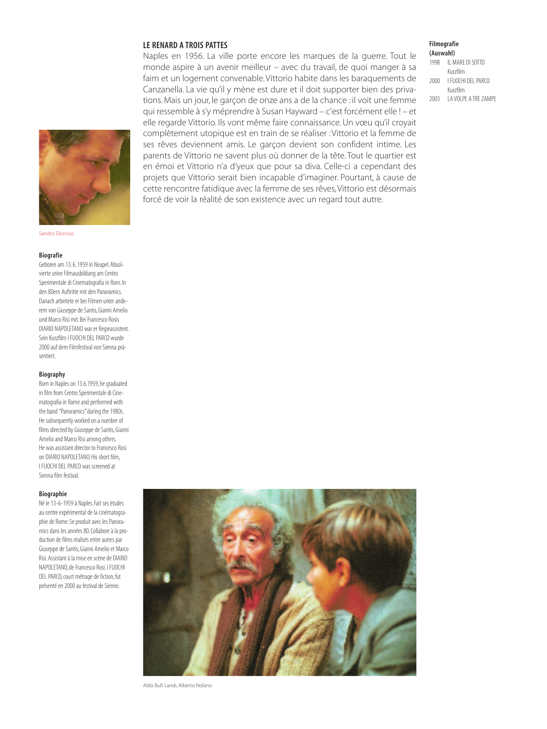## LE RENARD A TROIS PATTES

Naples en 1956. La ville porte encore les marques de la guerre. Tout le monde aspire à un avenir meilleur – avec du travail, de quoi manger à sa faim et un logement convenable. Vittorio habite dans les baraquements de Canzanella. La vie qu'il y mène est dure et il doit supporter bien des privations. Mais un jour, le garçon de onze ans a de la chance : il voit une femme qui ressemble à s'y méprendre à Susan Hayward – c'est forcément elle ! – et elle regarde Vittorio. Ils vont même faire connaissance. Un vœu qu'il croyait complètement utopique est en train de se réaliser : Vittorio et la femme de ses rêves deviennent amis. Le garçon devient son confident intime. Les parents de Vittorio ne savent plus où donner de la tête. Tout le quartier est en émoi et Vittorio n'a d'yeux que pour sa diva. Celle-ci a cependant des projets que Vittorio serait bien incapable d'imaginer. Pourtant, à cause de cette rencontre fatidique avec la femme de ses rêves, Vittorio est désormais forcé de voir la réalité de son existence avec un regard tout autre.

**Filmografie (Auswahl)**

1998 IL MARE DI SOTTO Kurzfilm
2000 I FUOCHI DEL PARCO Kurzfilm
2003 LA VOLPE A TRE ZAMPE

Sandro Dionisio

**Biografie**

Geboren am 13. 6. 1959 in Neapel. Absolvierte seine Filmausbildung am Centro Sperimentale di Cinematografia in Rom. In den 80ern Auftritte mit den Panoramics. Danach arbeitete er bei Filmen unter anderem von Giuseppe de Santis, Gianni Amelio und Marco Risi mit. Bei Francesco Rosis DIARIO NAPOLETANO war er Regieassistent. Sein Kurzfilm I FUOCHI DEL PARCO wurde 2000 auf dem Filmfestival von Sienna präsentiert.

**Biography**

Born in Naples on 13.6.1959, he graduated in film from Centro Sperimentale di Cinematografia in Rome and performed with the band "Panoramics" during the 1980s. He subsequently worked on a number of films directed by Giuseppe de Santis, Gianni Amelio and Marco Risi among others. He was assistant director to Francesco Rosi on DIARIO NAPOLETANO. His short film, I FUOCHI DEL PARCO was screened at Sienna film festival.

**Biographie**

Né le 13-6-1959 à Naples. Fait ses études au centre expérimental de la cinématographie de Rome. Se produit avec les Panoramics dans les années 80. Collabore à la production de films réalisés entre autres par Giuseppe de Santis, Gianni Amelio et Marco Risi. Assistant à la mise en scène de DIARIO NAPOLETANO, de Francesco Rosi. I FUOCHI DEL PARCO, court métrage de fiction, fut présenté en 2000 au festival de Sienne.

Aldo Bufi Landi, Alberto Nolano